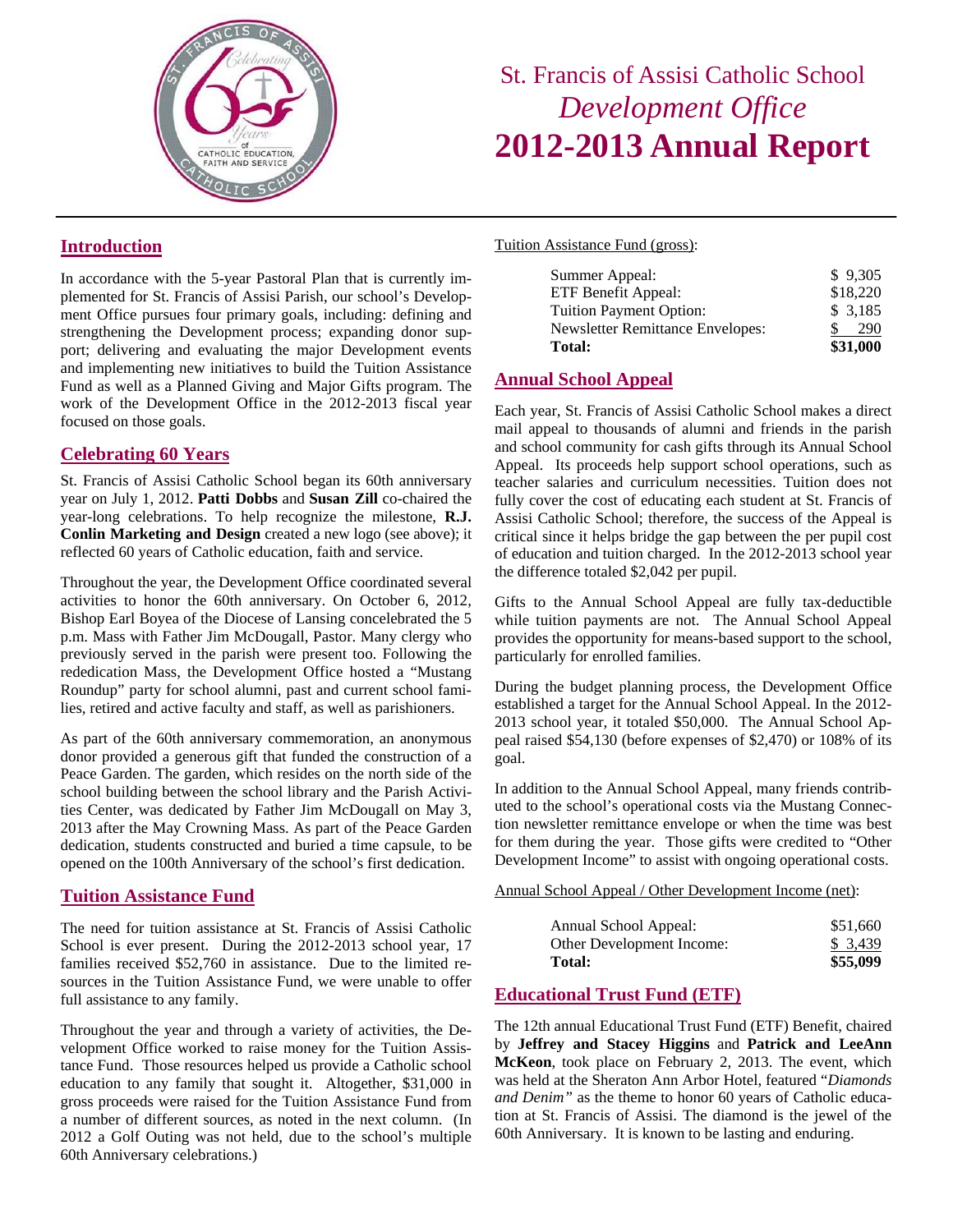# St. Francis of Assisi Catholic School

## *Development Office*

# 2012-2013 Annual Report

## Introduction

In accordance with the 5-year Pastoral Plan that is currently implemented for St. Francis of Assisi Parish, our school's Development Office pursues four primary goals, including: defining and strengthening the Development process; expanding donor support; delivering and evaluating the major Development events and implementing new initiatives to build the Tuition Assistance Fund as well as a Planned Giving and Major Gifts program. The work of the Development Office in the 2012-2013 fiscal year focused on those goals.

## Celebrating 60 Years

St. Francis of Assisi Catholic School began its 60th anniversary year on July 1, 2012. **Patti Dobbs** and **Susan Zill** co-chaired the year-long celebrations. To help recognize the milestone, **R.J. Conlin Marketing and Design** created a new logo (see above); it reflected 60 years of Catholic education, faith and service.

Throughout the year, the Development Office coordinated several activities to honor the 60th anniversary. On October 6, 2012, Bishop Earl Boyea of the Diocese of Lansing concelebrated the 5 p.m. Mass with Father Jim McDougall, Pastor. Many clergy who previously served in the parish were present too. Following the rededication Mass, the Development Office hosted a "Mustang Roundup" party for school alumni, past and current school families, retired and active faculty and staff, as well as parishioners.

As part of the 60th anniversary commemoration, an anonymous donor provided a generous gift that funded the construction of a Peace Garden. The garden, which resides on the north side of the school building between the school library and the Parish Activities Center, was dedicated by Father Jim McDougall on May 3, 2013 after the May Crowning Mass. As part of the Peace Garden dedication, students constructed and buried a time capsule, to be opened on the 100th Anniversary of the school's first dedication.

## Tuition Assistance Fund

The need for tuition assistance at St. Francis of Assisi Catholic School is ever present. During the 2012-2013 school year, 17 families received $52,760 in assistance. Due to the limited resources in the Tuition Assistance Fund, we were unable to offer full assistance to any family.

Throughout the year and through a variety of activities, the Development Office worked to raise money for the Tuition Assistance Fund. Those resources helped us provide a Catholic school education to any family that sought it. Altogether, $31,000 in gross proceeds were raised for the Tuition Assistance Fund from a number of different sources, as noted in the next column. (In 2012 a Golf Outing was not held, due to the school's multiple 60th Anniversary celebrations.)

Tuition Assistance Fund (gross):

| | |
|---|---|
| Summer Appeal: | $ 9,305 |
| ETF Benefit Appeal: | $18,220 |
| Tuition Payment Option: | $ 3,185 |
| Newsletter Remittance Envelopes: | $ 290 |
| **Total:** | **$31,000** |

## Annual School Appeal

Each year, St. Francis of Assisi Catholic School makes a direct mail appeal to thousands of alumni and friends in the parish and school community for cash gifts through its Annual School Appeal. Its proceeds help support school operations, such as teacher salaries and curriculum necessities. Tuition does not fully cover the cost of educating each student at St. Francis of Assisi Catholic School; therefore, the success of the Appeal is critical since it helps bridge the gap between the per pupil cost of education and tuition charged. In the 2012-2013 school year the difference totaled $2,042 per pupil.

Gifts to the Annual School Appeal are fully tax-deductible while tuition payments are not. The Annual School Appeal provides the opportunity for means-based support to the school, particularly for enrolled families.

During the budget planning process, the Development Office established a target for the Annual School Appeal. In the 2012-2013 school year, it totaled $50,000. The Annual School Appeal raised $54,130 (before expenses of $2,470) or 108% of its goal.

In addition to the Annual School Appeal, many friends contributed to the school's operational costs via the Mustang Connection newsletter remittance envelope or when the time was best for them during the year. Those gifts were credited to "Other Development Income" to assist with ongoing operational costs.

Annual School Appeal / Other Development Income (net):

| | |
|---|---|
| Annual School Appeal: | $51,660 |
| Other Development Income: | $ 3,439 |
| **Total:** | **$55,099** |

## Educational Trust Fund (ETF)

The 12th annual Educational Trust Fund (ETF) Benefit, chaired by **Jeffrey and Stacey Higgins** and **Patrick and LeeAnn McKeon**, took place on February 2, 2013. The event, which was held at the Sheraton Ann Arbor Hotel, featured "*Diamonds and Denim"* as the theme to honor 60 years of Catholic education at St. Francis of Assisi. The diamond is the jewel of the 60th Anniversary. It is known to be lasting and enduring.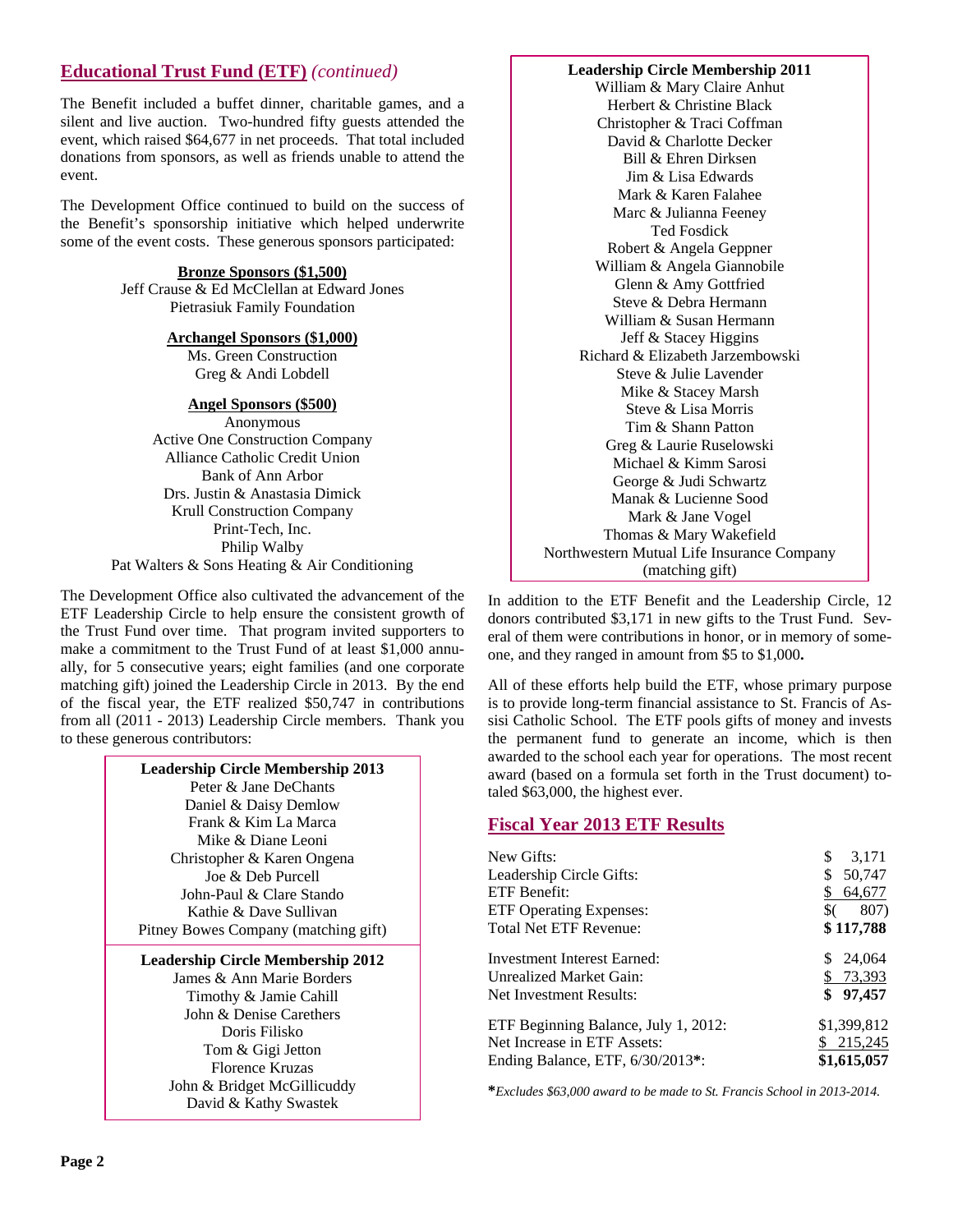## Educational Trust Fund (ETF) *(continued)*

The Benefit included a buffet dinner, charitable games, and a silent and live auction. Two-hundred fifty guests attended the event, which raised $64,677 in net proceeds. That total included donations from sponsors, as well as friends unable to attend the event.

The Development Office continued to build on the success of the Benefit's sponsorship initiative which helped underwrite some of the event costs. These generous sponsors participated:

**Bronze Sponsors ($1,500)**
Jeff Crause & Ed McClellan at Edward Jones
Pietrasiuk Family Foundation

**Archangel Sponsors ($1,000)**
Ms. Green Construction
Greg & Andi Lobdell

**Angel Sponsors ($500)**
Anonymous
Active One Construction Company
Alliance Catholic Credit Union
Bank of Ann Arbor
Drs. Justin & Anastasia Dimick
Krull Construction Company
Print-Tech, Inc.
Philip Walby
Pat Walters & Sons Heating & Air Conditioning

The Development Office also cultivated the advancement of the ETF Leadership Circle to help ensure the consistent growth of the Trust Fund over time. That program invited supporters to make a commitment to the Trust Fund of at least $1,000 annually, for 5 consecutive years; eight families (and one corporate matching gift) joined the Leadership Circle in 2013. By the end of the fiscal year, the ETF realized $50,747 in contributions from all (2011 - 2013) Leadership Circle members. Thank you to these generous contributors:

**Leadership Circle Membership 2013**
Peter & Jane DeChants
Daniel & Daisy Demlow
Frank & Kim La Marca
Mike & Diane Leoni
Christopher & Karen Ongena
Joe & Deb Purcell
John-Paul & Clare Stando
Kathie & Dave Sullivan
Pitney Bowes Company (matching gift)

**Leadership Circle Membership 2012**
James & Ann Marie Borders
Timothy & Jamie Cahill
John & Denise Carethers
Doris Filisko
Tom & Gigi Jetton
Florence Kruzas
John & Bridget McGillicuddy
David & Kathy Swastek

**Leadership Circle Membership 2011**
William & Mary Claire Anhut
Herbert & Christine Black
Christopher & Traci Coffman
David & Charlotte Decker
Bill & Ehren Dirksen
Jim & Lisa Edwards
Mark & Karen Falahee
Marc & Julianna Feeney
Ted Fosdick
Robert & Angela Geppner
William & Angela Giannobile
Glenn & Amy Gottfried
Steve & Debra Hermann
William & Susan Hermann
Jeff & Stacey Higgins
Richard & Elizabeth Jarzembowski
Steve & Julie Lavender
Mike & Stacey Marsh
Steve & Lisa Morris
Tim & Shann Patton
Greg & Laurie Ruselowski
Michael & Kimm Sarosi
George & Judi Schwartz
Manak & Lucienne Sood
Mark & Jane Vogel
Thomas & Mary Wakefield
Northwestern Mutual Life Insurance Company (matching gift)

In addition to the ETF Benefit and the Leadership Circle, 12 donors contributed $3,171 in new gifts to the Trust Fund. Several of them were contributions in honor, or in memory of someone, and they ranged in amount from $5 to $1,000.

All of these efforts help build the ETF, whose primary purpose is to provide long-term financial assistance to St. Francis of Assisi Catholic School. The ETF pools gifts of money and invests the permanent fund to generate an income, which is then awarded to the school each year for operations. The most recent award (based on a formula set forth in the Trust document) totaled $63,000, the highest ever.

## Fiscal Year 2013 ETF Results

| | |
|---|---|
| New Gifts: | $ 3,171 |
| Leadership Circle Gifts: | $ 50,747 |
| ETF Benefit: | $ 64,677 |
| ETF Operating Expenses: | $( 807) |
| Total Net ETF Revenue: | **$ 117,788** |
| Investment Interest Earned: | $ 24,064 |
| Unrealized Market Gain: | $ 73,393 |
| Net Investment Results: | **$ 97,457** |
| ETF Beginning Balance, July 1, 2012: | $1,399,812 |
| Net Increase in ETF Assets: | $ 215,245 |
| Ending Balance, ETF, 6/30/2013*: | **$1,615,057** |

***Excludes $63,000 award to be made to St. Francis School in 2013-2014.*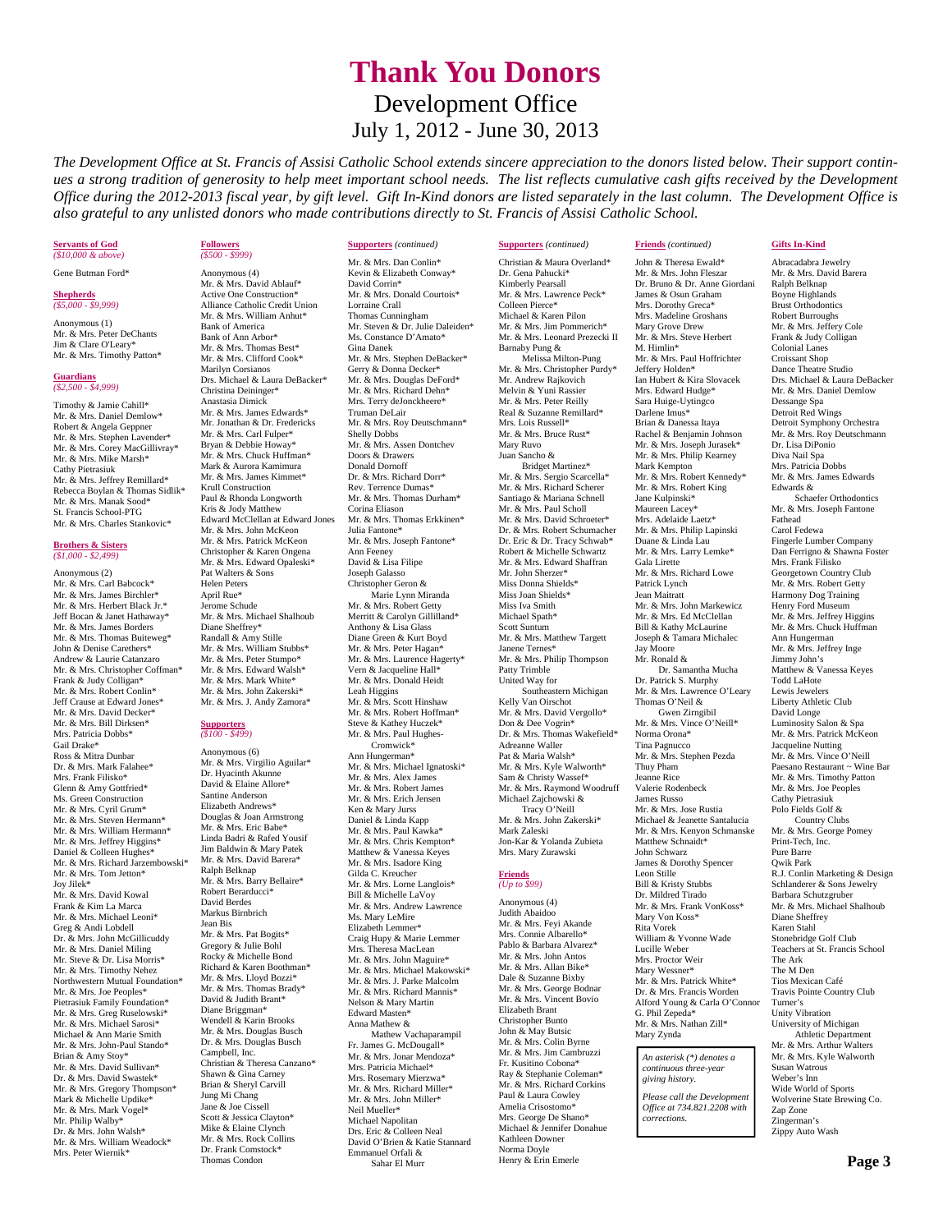# Thank You Donors

## Development Office

## July 1, 2012 - June 30, 2013

*The Development Office at St. Francis of Assisi Catholic School extends sincere appreciation to the donors listed below. Their support continues a strong tradition of generosity to help meet important school needs. The list reflects cumulative cash gifts received by the Development Office during the 2012-2013 fiscal year, by gift level. Gift In-Kind donors are listed separately in the last column. The Development Office is also grateful to any unlisted donors who made contributions directly to St. Francis of Assisi Catholic School.*

### Servants of God
*($10,000 & above)*

Gene Butman Ford*

### Shepherds
*($5,000 - $9,999)*

Anonymous (1)
Mr. & Mrs. Peter DeChants
Jim & Clare O'Leary*
Mr. & Mrs. Timothy Patton*

### Guardians
*($2,500 - $4,999)*

Timothy & Jamie Cahill*
Mr. & Mrs. Daniel Demlow*
Robert & Angela Geppner
Mr. & Mrs. Stephen Lavender*
Mr. & Mrs. Corey MacGillivray*
Mr. & Mrs. Mike Marsh*
Cathy Pietrasiuk
Mr. & Mrs. Jeffrey Remillard*
Rebecca Boylan & Thomas Sidlik*
Mr. & Mrs. Manak Sood*
St. Francis School-PTG
Mr. & Mrs. Charles Stankovic*

### Brothers & Sisters
*($1,000 - $2,499)*

Anonymous (2)
Mr. & Mrs. Carl Babcock*
Mr. & Mrs. James Birchler*
Mr. & Mrs. Herbert Black Jr.*
Jeff Bocan & Janet Hathaway*
Mr. & Mrs. James Borders
Mr. & Mrs. Thomas Buiteweg*
John & Denise Carethers*
Andrew & Laurie Catanzaro
Mr. & Mrs. Christopher Coffman*
Frank & Judy Colligan*
Mr. & Mrs. Robert Conlin*
Jeff Crause at Edward Jones*
Mr. & Mrs. David Decker*
Mr. & Mrs. Bill Dirksen*
Mrs. Patricia Dobbs*
Gail Drake*
Ross & Mitra Dunbar
Dr. & Mrs. Mark Falahee*
Mrs. Frank Filisko*
Glenn & Amy Gottfried*
Ms. Green Construction
Mr. & Mrs. Cyril Grum*
Mr. & Mrs. Steven Hermann*
Mr. & Mrs. William Hermann*
Mr. & Mrs. Jeffrey Higgins*
Daniel & Colleen Hughes*
Mr. & Mrs. Richard Jarzembowski*
Mr. & Mrs. Tom Jetton*
Joy Jilek*
Mr. & Mrs. David Kowal
Frank & Kim La Marca
Mr. & Mrs. Michael Leoni*
Greg & Andi Lobdell
Dr. & Mrs. John McGillicuddy
Mr. & Mrs. Daniel Miling
Mr. Steve & Dr. Lisa Morris*
Mr. & Mrs. Timothy Nehez
Northwestern Mutual Foundation*
Mr. & Mrs. Joe Peoples*
Pietrasiuk Family Foundation*
Mr. & Mrs. Greg Ruselowski*
Mr. & Mrs. Michael Sarosi*
Michael & Ann Marie Smith
Mr. & Mrs. John-Paul Stando*
Brian & Amy Stoy*
Mr. & Mrs. David Sullivan*
Dr. & Mrs. David Swastek*
Mr. & Mrs. Gregory Thompson*
Mark & Michelle Updike*
Mr. & Mrs. Mark Vogel*
Mr. Philip Walby*
Dr. & Mrs. John Walsh*
Mr. & Mrs. William Weadock*
Mrs. Peter Wiernik*

### Followers
*($500 - $999)*

Anonymous (4)
Mr. & Mrs. David Ablauf*
Active One Construction*
Alliance Catholic Credit Union
Mr. & Mrs. William Anhut*
Bank of America
Bank of Ann Arbor*
Mr. & Mrs. Thomas Best*
Mr. & Mrs. Clifford Cook*
Marilyn Corsianos
Drs. Michael & Laura DeBacker*
Christina Deininger*
Anastasia Dimick
Mr. & Mrs. James Edwards*
Mr. Jonathan & Dr. Fredericks
Mr. & Mrs. Carl Fulper*
Bryan & Debbie Howay*
Mr. & Mrs. Chuck Huffman*
Mark & Aurora Kamimura
Mr. & Mrs. James Kimmet*
Krull Construction
Paul & Rhonda Longworth
Kris & Jody Matthew
Edward McClellan at Edward Jones
Mr. & Mrs. John McKeon
Mr. & Mrs. Patrick McKeon
Christopher & Karen Ongena
Mr. & Mrs. Edward Opaleski*
Pat Walters & Sons
Helen Peters
April Rue*
Jerome Schude
Mr. & Mrs. Michael Shalhoub
Diane Sheffrey*
Randall & Amy Stille
Mr. & Mrs. William Stubbs*
Mr. & Mrs. Peter Stumpo*
Mr. & Mrs. Edward Walsh*
Mr. & Mrs. Mark White*
Mr. & Mrs. John Zakerski*
Mr. & Mrs. J. Andy Zamora*

### Supporters
*($100 - $499)*

Anonymous (6)
Mr. & Mrs. Virgilio Aguilar*
Dr. Hyacinth Akunne
David & Elaine Allore*
Santine Anderson
Elizabeth Andrews*
Douglas & Joan Armstrong
Mr. & Mrs. Eric Babe*
Linda Badri & Rafed Yousif
Jim Baldwin & Mary Patek
Mr. & Mrs. David Barera*
Ralph Belknap
Mr. & Mrs. Barry Bellaire*
Robert Berarducci*
David Berdes
Markus Birnbrich
Jean Bis
Mr. & Mrs. Pat Bogits*
Gregory & Julie Bohl
Rocky & Michelle Bond
Richard & Karen Boothman*
Mr. & Mrs. Lloyd Bozzi*
Mr. & Mrs. Thomas Brady*
David & Judith Brant*
Diane Briggman*
Wendell & Karin Brooks
Mr. & Mrs. Douglas Busch
Dr. & Mrs. Douglas Busch
Campbell, Inc.
Christian & Theresa Canzano*
Shawn & Gina Carney
Brian & Sheryl Carvill
Jung Mi Chang
Jane & Joe Cissell
Scott & Jessica Clayton*
Mike & Elaine Clynch
Mr. & Mrs. Rock Collins
Dr. Frank Comstock*
Thomas Condon

### Supporters *(continued)*

Mr. & Mrs. Dan Conlin*
Kevin & Elizabeth Conway*
David Corrin*
Mr. & Mrs. Donald Courtois*
Lorraine Crall
Thomas Cunningham
Mr. Steven & Dr. Julie Daleiden*
Ms. Constance D'Amato*
Gina Danek
Mr. & Mrs. Stephen DeBacker*
Gerry & Donna Decker*
Mr. & Mrs. Douglas DeFord*
Mr. & Mrs. Richard Dehn*
Mrs. Terry deJonckheere*
Truman DeLair
Mr. & Mrs. Roy Deutschmann*
Shelly Dobbs
Mr. & Mrs. Assen Dontchev
Doors & Drawers
Donald Dornoff
Dr. & Mrs. Richard Dorr*
Rev. Terrence Dumas*
Mr. & Mrs. Thomas Durham*
Corina Eliason
Mr. & Mrs. Thomas Erkkinen*
Julia Fantone*
Mr. & Mrs. Joseph Fantone*
Ann Feeney
David & Lisa Filipe
Joseph Galasso
Christopher Geron & Marie Lynn Miranda
Mr. & Mrs. Robert Getty
Merritt & Carolyn Gilliland*
Anthony & Lisa Glass
Diane Green & Kurt Boyd
Mr. & Mrs. Peter Hagan*
Mr. & Mrs. Laurence Hagerty*
Vern & Jacqueline Hall*
Mr. & Mrs. Donald Heidt
Leah Higgins
Mr. & Mrs. Scott Hinshaw
Mr. & Mrs. Robert Hoffman*
Steve & Kathey Huczek*
Mr. & Mrs. Paul Hughes-Cromwick*
Ann Hungerman*
Mr. & Mrs. Michael Ignatoski*
Mr. & Mrs. Alex James
Mr. & Mrs. Robert James
Mr. & Mrs. Erich Jensen
Ken & Mary Jurss
Daniel & Linda Kapp
Mr. & Mrs. Paul Kawka*
Mr. & Mrs. Chris Kempton*
Matthew & Vanessa Keyes
Mr. & Mrs. Isadore King
Gilda C. Kreucher
Mr. & Mrs. Lorne Langlois*
Bill & Michelle LaVoy
Mr. & Mrs. Andrew Lawrence
Ms. Mary LeMire
Elizabeth Lemmer*
Craig Hupy & Marie Lemmer
Mrs. Theresa MacLean
Mr. & Mrs. John Maguire*
Mr. & Mrs. Michael Makowski*
Mr. & Mrs. J. Parke Malcolm
Mr. & Mrs. Richard Mannis*
Nelson & Mary Martin
Edward Masten*
Anna Mathew & Mathew Vachaparampil
Fr. James G. McDougall*
Mr. & Mrs. Jonar Mendoza*
Mrs. Patricia Michael*
Mrs. Rosemary Mierzwa*
Mr. & Mrs. Richard Miller*
Mr. & Mrs. John Miller*
Neil Mueller*
Michael Napolitan
Drs. Eric & Colleen Neal
David O'Brien & Katie Stannard
Emmanuel Orfali & Sahar El Murr

### Supporters *(continued)*

Christian & Maura Overland*
Dr. Gena Pahucki*
Kimberly Pearsall
Mr. & Mrs. Lawrence Peck*
Colleen Pierce*
Michael & Karen Pilon
Mr. & Mrs. Jim Pommerich*
Mr. & Mrs. Leonard Prezecki II
Barnaby Pung & Melissa Milton-Pung
Mr. & Mrs. Christopher Purdy*
Mr. Andrew Rajkovich
Melvin & Yuni Rassier
Mr. & Mrs. Peter Reilly
Real & Suzanne Remillard*
Mrs. Lois Russell*
Mr. & Mrs. Bruce Rust*
Mary Ruvo
Juan Sancho & Bridget Martinez*
Mr. & Mrs. Sergio Scarcella*
Mr. & Mrs. Richard Scherer
Santiago & Mariana Schnell
Mr. & Mrs. Paul Scholl
Mr. & Mrs. David Schroeter*
Dr. & Mrs. Robert Schumacher
Dr. Eric & Dr. Tracy Schwab*
Robert & Michelle Schwartz
Mr. & Mrs. Edward Shaffran
Mr. John Sherzer*
Miss Donna Shields*
Miss Joan Shields*
Miss Iva Smith
Michael Spath*
Scott Suntum
Mr. & Mrs. Matthew Targett
Janene Ternes*
Mr. & Mrs. Philip Thompson
Patty Trimble
United Way for Southeastern Michigan
Kelly Van Oirschot
Mr. & Mrs. David Vergollo*
Don & Dee Vogrin*
Dr. & Mrs. Thomas Wakefield*
Adreanne Waller
Pat & Maria Walsh*
Mr. & Mrs. Kyle Walworth*
Sam & Christy Wassef*
Mr. & Mrs. Raymond Woodruff
Michael Zajchowski & Tracy O'Neill
Mr. & Mrs. John Zakerski*
Mark Zaleski
Jon-Kar & Yolanda Zubieta
Mrs. Mary Zurawski

### Friends
*(Up to $99)*

Anonymous (4)
Judith Abaidoo
Mr. & Mrs. Feyi Akande
Mrs. Connie Albarello*
Pablo & Barbara Alvarez*
Mr. & Mrs. John Antos
Mr. & Mrs. Allan Bike*
Dale & Suzanne Bixby
Mr. & Mrs. George Bodnar
Mr. & Mrs. Vincent Bovio
Elizabeth Brant
Christopher Bunto
John & May Butsic
Mr. & Mrs. Colin Byrne
Mr. & Mrs. Jim Cambruzzi
Fr. Kusitino Cobona*
Ray & Stephanie Coleman*
Mr. & Mrs. Richard Corkins
Paul & Laura Cowley
Amelia Crisostomo*
Mrs. George De Shano*
Michael & Jennifer Donahue
Kathleen Downer
Norma Doyle
Henry & Erin Emerle

### Friends *(continued)*

John & Theresa Ewald*
Mr. & Mrs. John Fleszar
Dr. Bruno & Dr. Anne Giordani
James & Osun Graham
Mrs. Dorothy Greca*
Mrs. Madeline Groshans
Mary Grove Drew
Mr. & Mrs. Steve Herbert
M. Himlin*
Mr. & Mrs. Paul Hoffrichter
Jeffery Holden*
Ian Hubert & Kira Slovacek
Mrs. Edward Hudge*
Sara Huige-Uytingco
Darlene Imus*
Brian & Danessa Itaya
Rachel & Benjamin Johnson
Mr. & Mrs. Joseph Jurasek*
Mr. & Mrs. Philip Kearney
Mark Kempton
Mr. & Mrs. Robert Kennedy*
Mr. & Mrs. Robert King
Jane Kulpinski*
Maureen Lacey*
Mrs. Adelaide Laetz*
Mr. & Mrs. Philip Lapinski
Duane & Linda Lau
Mr. & Mrs. Larry Lemke*
Gala Lirette
Mr. & Mrs. Richard Lowe
Patrick Lynch
Jean Maitratt
Mr. & Mrs. John Markewicz
Mr. & Mrs. Ed McClellan
Bill & Kathy McLaurine
Joseph & Tamara Michalec
Jay Moore
Mr. Ronald & Dr. Samantha Mucha
Dr. Patrick S. Murphy
Mr. & Mrs. Lawrence O'Leary
Thomas O'Neil & Gwen Zirngibil
Mr. & Mrs. Vince O'Neill*
Norma Orona*
Tina Pagnucco
Mr. & Mrs. Stephen Pezda
Thuy Pham
Jeanne Rice
Valerie Rodenbeck
James Russo
Mr. & Mrs. Jose Rustia
Michael & Jeanette Santalucia
Mr. & Mrs. Kenyon Schmanske
Matthew Schnaidt*
John Schwarz
James & Dorothy Spencer
Leon Stille
Bill & Kristy Stubbs
Dr. Mildred Tirado
Mr. & Mrs. Frank VonKoss*
Mary Von Koss*
Rita Vorek
William & Yvonne Wade
Lucille Weber
Mrs. Proctor Weir
Mary Wessner*
Mr. & Mrs. Patrick White*
Dr. & Mrs. Francis Worden
Alford Young & Carla O'Connor
G. Phil Zepeda*
Mr. & Mrs. Nathan Zill*
Mary Zynda

*An asterisk (*) denotes a continuous three-year giving history.*

*Please call the Development Office at 734.821.2208 with corrections.*

### Gifts In-Kind

Abracadabra Jewelry
Mr. & Mrs. David Barera
Ralph Belknap
Boyne Highlands
Brust Orthodontics
Robert Burroughs
Mr. & Mrs. Jeffery Cole
Frank & Judy Colligan
Colonial Lanes
Croissant Shop
Dance Theatre Studio
Drs. Michael & Laura DeBacker
Mr. & Mrs. Daniel Demlow
Dessange Spa
Detroit Red Wings
Detroit Symphony Orchestra
Mr. & Mrs. Roy Deutschmann
Dr. Lisa DiPonio
Diva Nail Spa
Mrs. Patricia Dobbs
Mr. & Mrs. James Edwards
Edwards & Schaefer Orthodontics
Mr. & Mrs. Joseph Fantone
Fathead
Carol Fedewa
Fingerle Lumber Company
Dan Ferrigno & Shawna Foster
Mrs. Frank Filisko
Georgetown Country Club
Mr. & Mrs. Robert Getty
Harmony Dog Training
Henry Ford Museum
Mr. & Mrs. Jeffrey Higgins
Mr. & Mrs. Chuck Huffman
Ann Hungerman
Mr. & Mrs. Jeffrey Inge
Jimmy John's
Matthew & Vanessa Keyes
Todd LaHote
Lewis Jewelers
Liberty Athletic Club
David Longe
Luminosity Salon & Spa
Mr. & Mrs. Patrick McKeon
Jacqueline Nutting
Mr. & Mrs. Vince O'Neill
Paesano Restaurant ~ Wine Bar
Mr. & Mrs. Timothy Patton
Mr. & Mrs. Joe Peoples
Cathy Pietrasiuk
Polo Fields Golf & Country Clubs
Mr. & Mrs. George Pomey
Print-Tech, Inc.
Pure Barre
Qwik Park
R.J. Conlin Marketing & Design
Schlanderer & Sons Jewelry
Barbara Schutzgruber
Mr. & Mrs. Michael Shalhoub
Diane Sheffrey
Karen Stahl
Stonebridge Golf Club
Teachers at St. Francis School
The Ark
The M Den
Tios Mexican Café
Travis Pointe Country Club
Turner's
Unity Vibration
University of Michigan Athletic Department
Mr. & Mrs. Arthur Walters
Mr. & Mrs. Kyle Walworth
Susan Watrous
Weber's Inn
Wide World of Sports
Wolverine State Brewing Co.
Zap Zone
Zingerman's
Zippy Auto Wash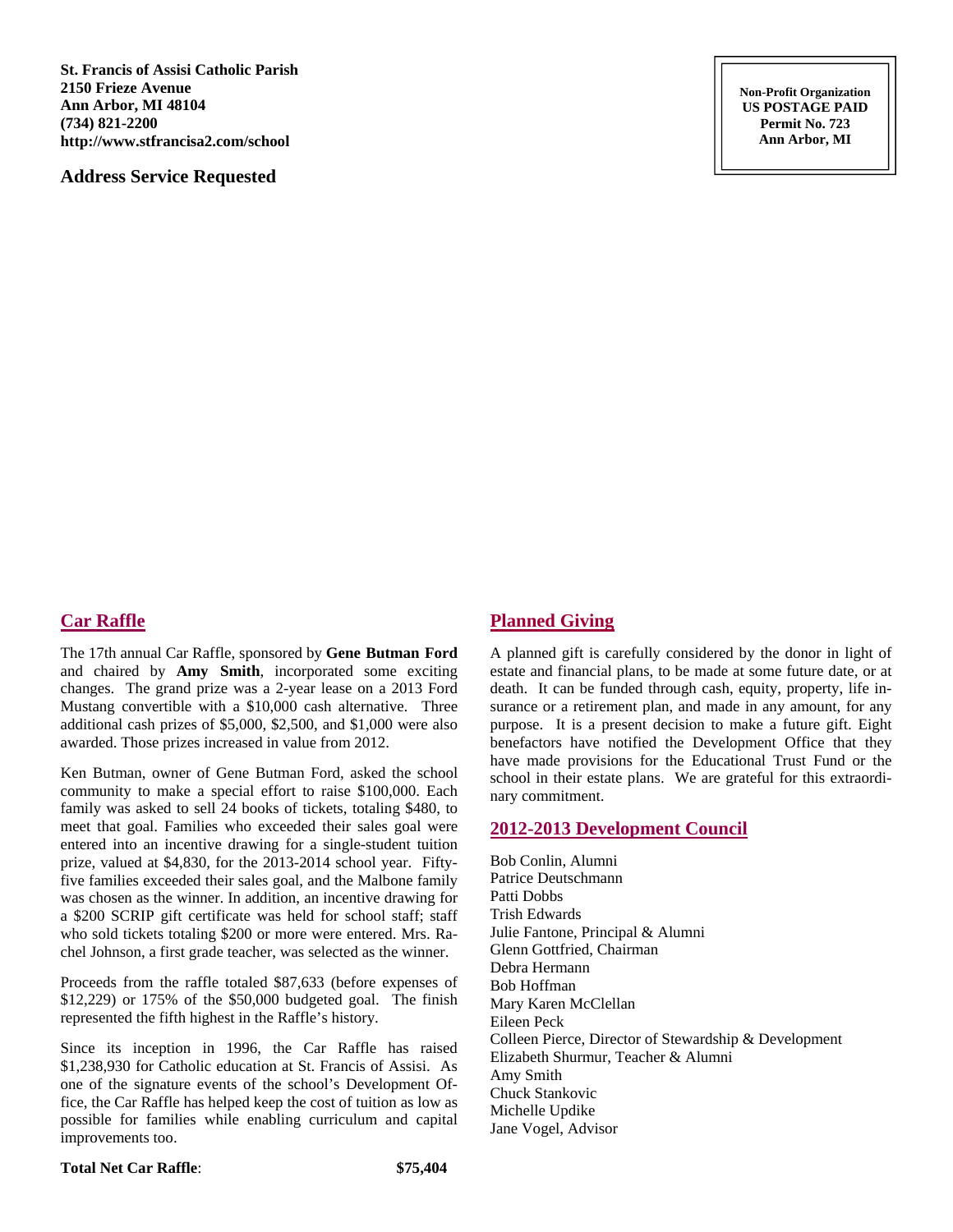**St. Francis of Assisi Catholic Parish**
**2150 Frieze Avenue**
**Ann Arbor, MI 48104**
**(734) 821-2200**
**http://www.stfrancisa2.com/school**

**Address Service Requested**

**Non-Profit Organization**
**US POSTAGE PAID**
**Permit No. 723**
**Ann Arbor, MI**

## Car Raffle

The 17th annual Car Raffle, sponsored by **Gene Butman Ford** and chaired by **Amy Smith**, incorporated some exciting changes. The grand prize was a 2-year lease on a 2013 Ford Mustang convertible with a $10,000 cash alternative. Three additional cash prizes of $5,000, $2,500, and $1,000 were also awarded. Those prizes increased in value from 2012.

Ken Butman, owner of Gene Butman Ford, asked the school community to make a special effort to raise $100,000. Each family was asked to sell 24 books of tickets, totaling $480, to meet that goal. Families who exceeded their sales goal were entered into an incentive drawing for a single-student tuition prize, valued at $4,830, for the 2013-2014 school year. Fifty-five families exceeded their sales goal, and the Malbone family was chosen as the winner. In addition, an incentive drawing for a $200 SCRIP gift certificate was held for school staff; staff who sold tickets totaling $200 or more were entered. Mrs. Rachel Johnson, a first grade teacher, was selected as the winner.

Proceeds from the raffle totaled $87,633 (before expenses of $12,229) or 175% of the $50,000 budgeted goal. The finish represented the fifth highest in the Raffle's history.

Since its inception in 1996, the Car Raffle has raised $1,238,930 for Catholic education at St. Francis of Assisi. As one of the signature events of the school's Development Office, the Car Raffle has helped keep the cost of tuition as low as possible for families while enabling curriculum and capital improvements too.

**Total Net Car Raffle**: **$75,404**

## Planned Giving

A planned gift is carefully considered by the donor in light of estate and financial plans, to be made at some future date, or at death. It can be funded through cash, equity, property, life insurance or a retirement plan, and made in any amount, for any purpose. It is a present decision to make a future gift. Eight benefactors have notified the Development Office that they have made provisions for the Educational Trust Fund or the school in their estate plans. We are grateful for this extraordinary commitment.

## 2012-2013 Development Council

Bob Conlin, Alumni
Patrice Deutschmann
Patti Dobbs
Trish Edwards
Julie Fantone, Principal & Alumni
Glenn Gottfried, Chairman
Debra Hermann
Bob Hoffman
Mary Karen McClellan
Eileen Peck
Colleen Pierce, Director of Stewardship & Development
Elizabeth Shurmur, Teacher & Alumni
Amy Smith
Chuck Stankovic
Michelle Updike
Jane Vogel, Advisor